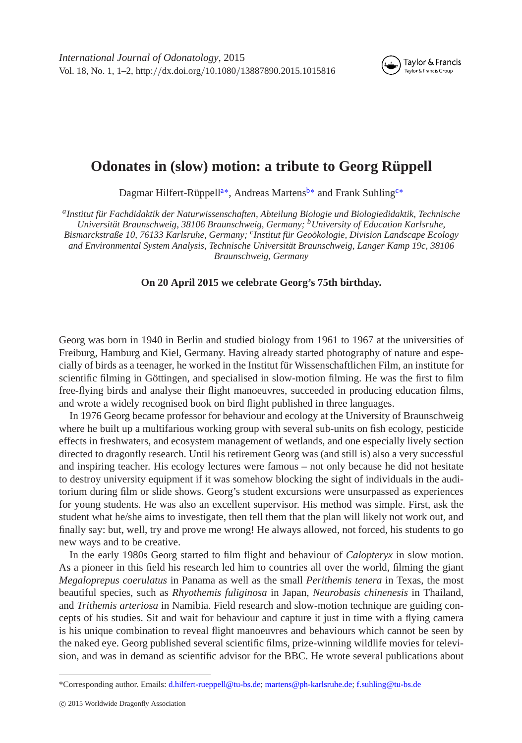# Odonates in (slow) motion: a tribute to Georg Rüppell

Dagmar Hilfert-Rüppell[a*], Andreas Martens[b*] and Frank Suhling[c*]

[a]*Institut für Fachdidaktik der Naturwissenschaften, Abteilung Biologie und Biologiedidaktik, Technische Universität Braunschweig, 38106 Braunschweig, Germany;* [b]*University of Education Karlsruhe, Bismarckstraße 10, 76133 Karlsruhe, Germany;* [c]*Institut für Geoökologie, Division Landscape Ecology and Environmental System Analysis, Technische Universität Braunschweig, Langer Kamp 19c, 38106 Braunschweig, Germany*

**On 20 April 2015 we celebrate Georg's 75th birthday.**

Georg was born in 1940 in Berlin and studied biology from 1961 to 1967 at the universities of Freiburg, Hamburg and Kiel, Germany. Having already started photography of nature and especially of birds as a teenager, he worked in the Institut für Wissenschaftlichen Film, an institute for scientific filming in Göttingen, and specialised in slow-motion filming. He was the first to film free-flying birds and analyse their flight manoeuvres, succeeded in producing education films, and wrote a widely recognised book on bird flight published in three languages.

In 1976 Georg became professor for behaviour and ecology at the University of Braunschweig where he built up a multifarious working group with several sub-units on fish ecology, pesticide effects in freshwaters, and ecosystem management of wetlands, and one especially lively section directed to dragonfly research. Until his retirement Georg was (and still is) also a very successful and inspiring teacher. His ecology lectures were famous – not only because he did not hesitate to destroy university equipment if it was somehow blocking the sight of individuals in the auditorium during film or slide shows. Georg's student excursions were unsurpassed as experiences for young students. He was also an excellent supervisor. His method was simple. First, ask the student what he/she aims to investigate, then tell them that the plan will likely not work out, and finally say: but, well, try and prove me wrong! He always allowed, not forced, his students to go new ways and to be creative.

In the early 1980s Georg started to film flight and behaviour of *Calopteryx* in slow motion. As a pioneer in this field his research led him to countries all over the world, filming the giant *Megaloprepus coerulatus* in Panama as well as the small *Perithemis tenera* in Texas, the most beautiful species, such as *Rhyothemis fuliginosa* in Japan, *Neurobasis chinenesis* in Thailand, and *Trithemis arteriosa* in Namibia. Field research and slow-motion technique are guiding concepts of his studies. Sit and wait for behaviour and capture it just in time with a flying camera is his unique combination to reveal flight manoeuvres and behaviours which cannot be seen by the naked eye. Georg published several scientific films, prize-winning wildlife movies for television, and was in demand as scientific advisor for the BBC. He wrote several publications about

*Corresponding author. Emails: d.hilfert-rueppell@tu-bs.de; martens@ph-karlsruhe.de; f.suhling@tu-bs.de

© 2015 Worldwide Dragonfly Association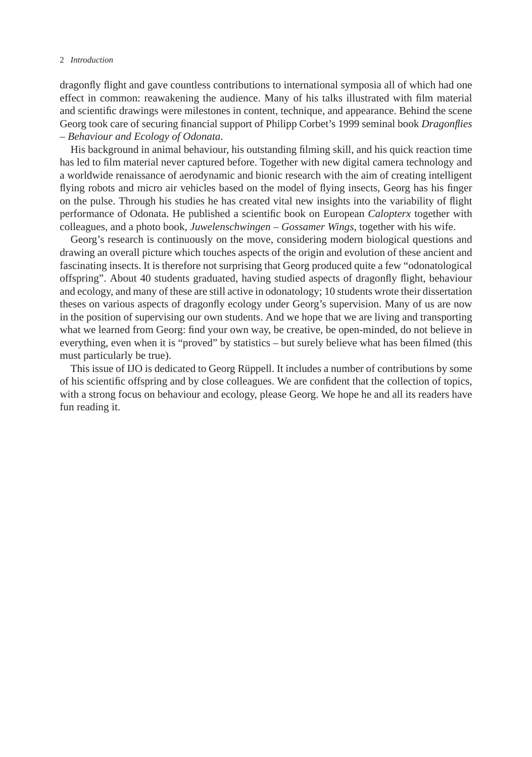dragonfly flight and gave countless contributions to international symposia all of which had one effect in common: reawakening the audience. Many of his talks illustrated with film material and scientific drawings were milestones in content, technique, and appearance. Behind the scene Georg took care of securing financial support of Philipp Corbet's 1999 seminal book *Dragonflies – Behaviour and Ecology of Odonata*.

His background in animal behaviour, his outstanding filming skill, and his quick reaction time has led to film material never captured before. Together with new digital camera technology and a worldwide renaissance of aerodynamic and bionic research with the aim of creating intelligent flying robots and micro air vehicles based on the model of flying insects, Georg has his finger on the pulse. Through his studies he has created vital new insights into the variability of flight performance of Odonata. He published a scientific book on European *Calopterx* together with colleagues, and a photo book, *Juwelenschwingen – Gossamer Wings*, together with his wife.

Georg's research is continuously on the move, considering modern biological questions and drawing an overall picture which touches aspects of the origin and evolution of these ancient and fascinating insects. It is therefore not surprising that Georg produced quite a few "odonatological offspring". About 40 students graduated, having studied aspects of dragonfly flight, behaviour and ecology, and many of these are still active in odonatology; 10 students wrote their dissertation theses on various aspects of dragonfly ecology under Georg's supervision. Many of us are now in the position of supervising our own students. And we hope that we are living and transporting what we learned from Georg: find your own way, be creative, be open-minded, do not believe in everything, even when it is "proved" by statistics – but surely believe what has been filmed (this must particularly be true).

This issue of IJO is dedicated to Georg Rüppell. It includes a number of contributions by some of his scientific offspring and by close colleagues. We are confident that the collection of topics, with a strong focus on behaviour and ecology, please Georg. We hope he and all its readers have fun reading it.